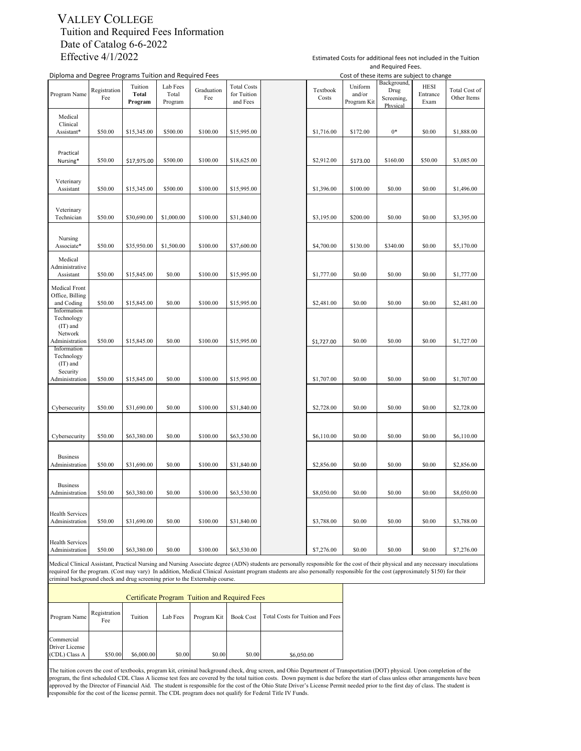# VALLEY COLLEGE

## Tuition and Required Fees Information

Date of Catalog 6-6-2022

Effective 4/1/2022

Estimated Costs for additional fees not included in the Tuition and Required Fees.

Diploma and Degree Programs Tuition and Required Fees

Cost of these items are subject to change

| Program Name | Registration Fee | Tuition **Total Program** | Lab Fees Total Program | Graduation Fee | Total Costs for Tuition and Fees | | Textbook Costs | Uniform and/or Program Kit | Background, Drug Screening, Physical | HESI Entrance Exam | Total Cost of Other Items |
|---|---|---|---|---|---|---|---|---|---|---|---|
| Medical Clinical Assistant* | $50.00 | $15,345.00 | $500.00 | $100.00 | $15,995.00 | | $1,716.00 | $172.00 | 0* | $0.00 | $1,888.00 |
| Practical Nursing* | $50.00 | $17,975.00 | $500.00 | $100.00 | $18,625.00 | | $2,912.00 | $173.00 | $160.00 | $50.00 | $3,085.00 |
| Veterinary Assistant | $50.00 | $15,345.00 | $500.00 | $100.00 | $15,995.00 | | $1,396.00 | $100.00 | $0.00 | $0.00 | $1,496.00 |
| Veterinary Technician | $50.00 | $30,690.00 | $1,000.00 | $100.00 | $31,840.00 | | $3,195.00 | $200.00 | $0.00 | $0.00 | $3,395.00 |
| Nursing Associate* | $50.00 | $35,950.00 | $1,500.00 | $100.00 | $37,600.00 | | $4,700.00 | $130.00 | $340.00 | $0.00 | $5,170.00 |
| Medical Administrative Assistant | $50.00 | $15,845.00 | $0.00 | $100.00 | $15,995.00 | | $1,777.00 | $0.00 | $0.00 | $0.00 | $1,777.00 |
| Medical Front Office, Billing and Coding | $50.00 | $15,845.00 | $0.00 | $100.00 | $15,995.00 | | $2,481.00 | $0.00 | $0.00 | $0.00 | $2,481.00 |
| Information Technology (IT) and Network Administration | $50.00 | $15,845.00 | $0.00 | $100.00 | $15,995.00 | | $1,727.00 | $0.00 | $0.00 | $0.00 | $1,727.00 |
| Information Technology (IT) and Security Administration | $50.00 | $15,845.00 | $0.00 | $100.00 | $15,995.00 | | $1,707.00 | $0.00 | $0.00 | $0.00 | $1,707.00 |
| Cybersecurity | $50.00 | $31,690.00 | $0.00 | $100.00 | $31,840.00 | | $2,728.00 | $0.00 | $0.00 | $0.00 | $2,728.00 |
| Cybersecurity | $50.00 | $63,380.00 | $0.00 | $100.00 | $63,530.00 | | $6,110.00 | $0.00 | $0.00 | $0.00 | $6,110.00 |
| Business Administration | $50.00 | $31,690.00 | $0.00 | $100.00 | $31,840.00 | | $2,856.00 | $0.00 | $0.00 | $0.00 | $2,856.00 |
| Business Administration | $50.00 | $63,380.00 | $0.00 | $100.00 | $63,530.00 | | $8,050.00 | $0.00 | $0.00 | $0.00 | $8,050.00 |
| Health Services Administration | $50.00 | $31,690.00 | $0.00 | $100.00 | $31,840.00 | | $3,788.00 | $0.00 | $0.00 | $0.00 | $3,788.00 |
| Health Services Administration | $50.00 | $63,380.00 | $0.00 | $100.00 | $63,530.00 | | $7,276.00 | $0.00 | $0.00 | $0.00 | $7,276.00 |

Medical Clinical Assistant, Practical Nursing and Nursing Associate degree (ADN) students are personally responsible for the cost of their physical and any necessary inoculations required for the program. (Cost may vary) In addition, Medical Clinical Assistant program students are also personally responsible for the cost (approximately $150) for their criminal background check and drug screening prior to the Externship course.

Certificate Program Tuition and Required Fees

| Program Name | Registration Fee | Tuition | Lab Fees | Program Kit | Book Cost | Total Costs for Tuition and Fees |
|---|---|---|---|---|---|---|
| Commercial Driver License (CDL) Class A | $50.00 | $6,000.00 | $0.00 | $0.00 | $0.00 | $6,050.00 |

The tuition covers the cost of textbooks, program kit, criminal background check, drug screen, and Ohio Department of Transportation (DOT) physical. Upon completion of the program, the first scheduled CDL Class A license test fees are covered by the total tuition costs. Down payment is due before the start of class unless other arrangements have been approved by the Director of Financial Aid. The student is responsible for the cost of the Ohio State Driver's License Permit needed prior to the first day of class. The student is responsible for the cost of the license permit. The CDL program does not qualify for Federal Title IV Funds.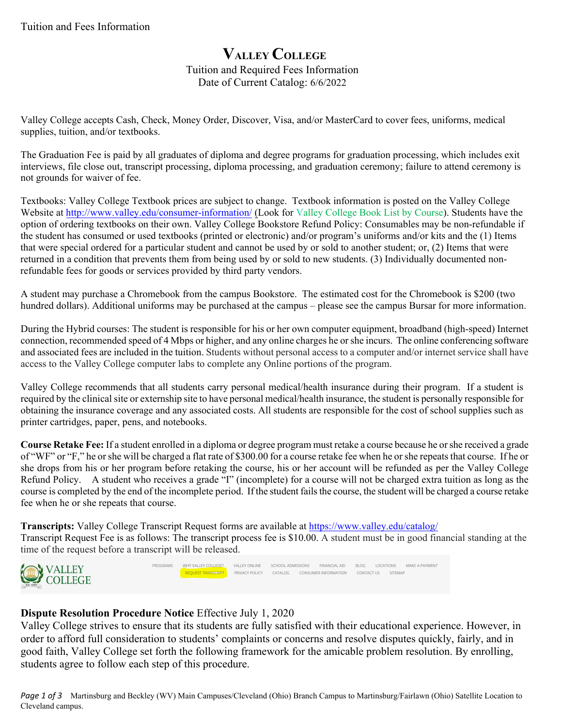Tuition and Fees Information

# Valley College

Tuition and Required Fees Information
Date of Current Catalog: 6/6/2022

Valley College accepts Cash, Check, Money Order, Discover, Visa, and/or MasterCard to cover fees, uniforms, medical supplies, tuition, and/or textbooks.

The Graduation Fee is paid by all graduates of diploma and degree programs for graduation processing, which includes exit interviews, file close out, transcript processing, diploma processing, and graduation ceremony; failure to attend ceremony is not grounds for waiver of fee.

Textbooks: Valley College Textbook prices are subject to change. Textbook information is posted on the Valley College Website at http://www.valley.edu/consumer-information/ (Look for Valley College Book List by Course). Students have the option of ordering textbooks on their own. Valley College Bookstore Refund Policy: Consumables may be non-refundable if the student has consumed or used textbooks (printed or electronic) and/or program's uniforms and/or kits and the (1) Items that were special ordered for a particular student and cannot be used by or sold to another student; or, (2) Items that were returned in a condition that prevents them from being used by or sold to new students. (3) Individually documented non-refundable fees for goods or services provided by third party vendors.

A student may purchase a Chromebook from the campus Bookstore. The estimated cost for the Chromebook is $200 (two hundred dollars). Additional uniforms may be purchased at the campus – please see the campus Bursar for more information.

During the Hybrid courses: The student is responsible for his or her own computer equipment, broadband (high-speed) Internet connection, recommended speed of 4 Mbps or higher, and any online charges he or she incurs. The online conferencing software and associated fees are included in the tuition. Students without personal access to a computer and/or internet service shall have access to the Valley College computer labs to complete any Online portions of the program.

Valley College recommends that all students carry personal medical/health insurance during their program. If a student is required by the clinical site or externship site to have personal medical/health insurance, the student is personally responsible for obtaining the insurance coverage and any associated costs. All students are responsible for the cost of school supplies such as printer cartridges, paper, pens, and notebooks.

**Course Retake Fee:** If a student enrolled in a diploma or degree program must retake a course because he or she received a grade of "WF" or "F," he or she will be charged a flat rate of $300.00 for a course retake fee when he or she repeats that course. If he or she drops from his or her program before retaking the course, his or her account will be refunded as per the Valley College Refund Policy. A student who receives a grade "I" (incomplete) for a course will not be charged extra tuition as long as the course is completed by the end of the incomplete period. If the student fails the course, the student will be charged a course retake fee when he or she repeats that course.

**Transcripts:** Valley College Transcript Request forms are available at https://www.valley.edu/catalog/
Transcript Request Fee is as follows: The transcript process fee is $10.00. A student must be in good financial standing at the time of the request before a transcript will be released.

VALLEY COLLEGE — PROGRAMS | WHY VALLEY COLLEGE? | VALLEY ONLINE | SCHOOL ADMISSIONS | FINANCIAL AID | BLOG | LOCATIONS | MAKE A PAYMENT | REQUEST TRANSCRIPT | PRIVACY POLICY | CATALOG | CONSUMER INFORMATION | CONTACT US | SITEMAP

**Dispute Resolution Procedure Notice** Effective July 1, 2020

Valley College strives to ensure that its students are fully satisfied with their educational experience. However, in order to afford full consideration to students' complaints or concerns and resolve disputes quickly, fairly, and in good faith, Valley College set forth the following framework for the amicable problem resolution. By enrolling, students agree to follow each step of this procedure.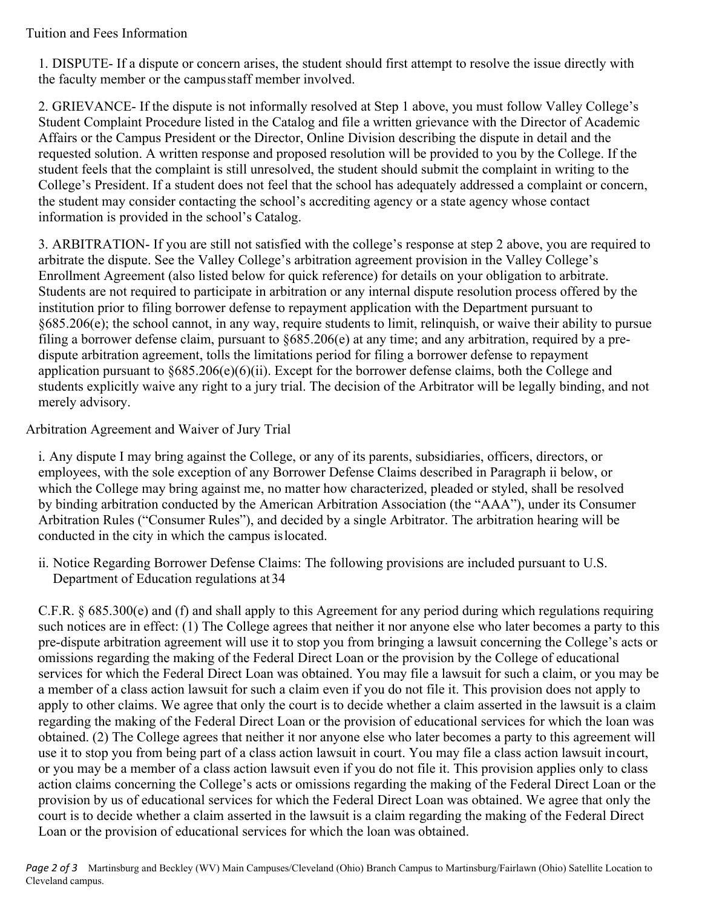Tuition and Fees Information

1. DISPUTE- If a dispute or concern arises, the student should first attempt to resolve the issue directly with the faculty member or the campus staff member involved.

2. GRIEVANCE- If the dispute is not informally resolved at Step 1 above, you must follow Valley College's Student Complaint Procedure listed in the Catalog and file a written grievance with the Director of Academic Affairs or the Campus President or the Director, Online Division describing the dispute in detail and the requested solution. A written response and proposed resolution will be provided to you by the College. If the student feels that the complaint is still unresolved, the student should submit the complaint in writing to the College's President. If a student does not feel that the school has adequately addressed a complaint or concern, the student may consider contacting the school's accrediting agency or a state agency whose contact information is provided in the school's Catalog.

3. ARBITRATION- If you are still not satisfied with the college's response at step 2 above, you are required to arbitrate the dispute. See the Valley College's arbitration agreement provision in the Valley College's Enrollment Agreement (also listed below for quick reference) for details on your obligation to arbitrate. Students are not required to participate in arbitration or any internal dispute resolution process offered by the institution prior to filing borrower defense to repayment application with the Department pursuant to §685.206(e); the school cannot, in any way, require students to limit, relinquish, or waive their ability to pursue filing a borrower defense claim, pursuant to §685.206(e) at any time; and any arbitration, required by a pre-dispute arbitration agreement, tolls the limitations period for filing a borrower defense to repayment application pursuant to §685.206(e)(6)(ii). Except for the borrower defense claims, both the College and students explicitly waive any right to a jury trial. The decision of the Arbitrator will be legally binding, and not merely advisory.

Arbitration Agreement and Waiver of Jury Trial

i. Any dispute I may bring against the College, or any of its parents, subsidiaries, officers, directors, or employees, with the sole exception of any Borrower Defense Claims described in Paragraph ii below, or which the College may bring against me, no matter how characterized, pleaded or styled, shall be resolved by binding arbitration conducted by the American Arbitration Association (the "AAA"), under its Consumer Arbitration Rules ("Consumer Rules"), and decided by a single Arbitrator. The arbitration hearing will be conducted in the city in which the campus is located.

ii. Notice Regarding Borrower Defense Claims: The following provisions are included pursuant to U.S. Department of Education regulations at 34 C.F.R. § 685.300(e) and (f) and shall apply to this Agreement for any period during which regulations requiring such notices are in effect: (1) The College agrees that neither it nor anyone else who later becomes a party to this pre-dispute arbitration agreement will use it to stop you from bringing a lawsuit concerning the College's acts or omissions regarding the making of the Federal Direct Loan or the provision by the College of educational services for which the Federal Direct Loan was obtained. You may file a lawsuit for such a claim, or you may be a member of a class action lawsuit for such a claim even if you do not file it. This provision does not apply to apply to other claims. We agree that only the court is to decide whether a claim asserted in the lawsuit is a claim regarding the making of the Federal Direct Loan or the provision of educational services for which the loan was obtained. (2) The College agrees that neither it nor anyone else who later becomes a party to this agreement will use it to stop you from being part of a class action lawsuit in court. You may file a class action lawsuit in court, or you may be a member of a class action lawsuit even if you do not file it. This provision applies only to class action claims concerning the College's acts or omissions regarding the making of the Federal Direct Loan or the provision by us of educational services for which the Federal Direct Loan was obtained. We agree that only the court is to decide whether a claim asserted in the lawsuit is a claim regarding the making of the Federal Direct Loan or the provision of educational services for which the loan was obtained.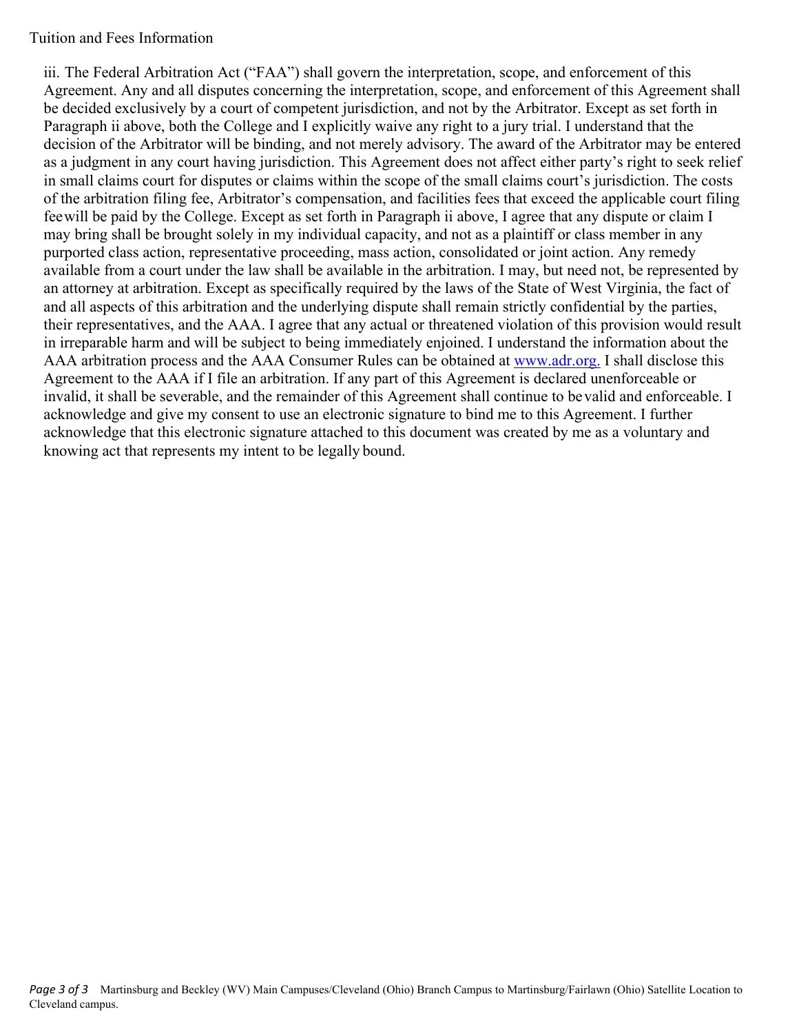iii. The Federal Arbitration Act ("FAA") shall govern the interpretation, scope, and enforcement of this Agreement. Any and all disputes concerning the interpretation, scope, and enforcement of this Agreement shall be decided exclusively by a court of competent jurisdiction, and not by the Arbitrator. Except as set forth in Paragraph ii above, both the College and I explicitly waive any right to a jury trial. I understand that the decision of the Arbitrator will be binding, and not merely advisory. The award of the Arbitrator may be entered as a judgment in any court having jurisdiction. This Agreement does not affect either party's right to seek relief in small claims court for disputes or claims within the scope of the small claims court's jurisdiction. The costs of the arbitration filing fee, Arbitrator's compensation, and facilities fees that exceed the applicable court filing fee will be paid by the College. Except as set forth in Paragraph ii above, I agree that any dispute or claim I may bring shall be brought solely in my individual capacity, and not as a plaintiff or class member in any purported class action, representative proceeding, mass action, consolidated or joint action. Any remedy available from a court under the law shall be available in the arbitration. I may, but need not, be represented by an attorney at arbitration. Except as specifically required by the laws of the State of West Virginia, the fact of and all aspects of this arbitration and the underlying dispute shall remain strictly confidential by the parties, their representatives, and the AAA. I agree that any actual or threatened violation of this provision would result in irreparable harm and will be subject to being immediately enjoined. I understand the information about the AAA arbitration process and the AAA Consumer Rules can be obtained at www.adr.org. I shall disclose this Agreement to the AAA if I file an arbitration. If any part of this Agreement is declared unenforceable or invalid, it shall be severable, and the remainder of this Agreement shall continue to be valid and enforceable. I acknowledge and give my consent to use an electronic signature to bind me to this Agreement. I further acknowledge that this electronic signature attached to this document was created by me as a voluntary and knowing act that represents my intent to be legally bound.